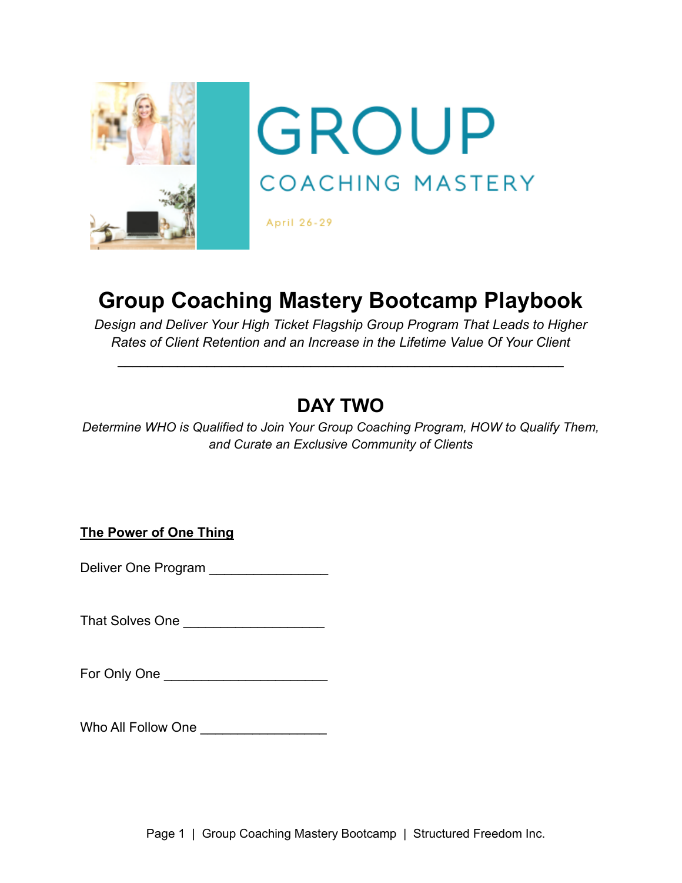GROUP

COACHING MASTERY

April 26-29

# Group Coaching Mastery Bootcamp Playbook

*Design and Deliver Your High Ticket Flagship Group Program That Leads to Higher Rates of Client Retention and an Increase in the Lifetime Value Of Your Client*

---

## DAY TWO

*Determine WHO is Qualified to Join Your Group Coaching Program, HOW to Qualify Them, and Curate an Exclusive Community of Clients*

**The Power of One Thing**

Deliver One Program ________________

That Solves One ___________________

For Only One ______________________

Who All Follow One _________________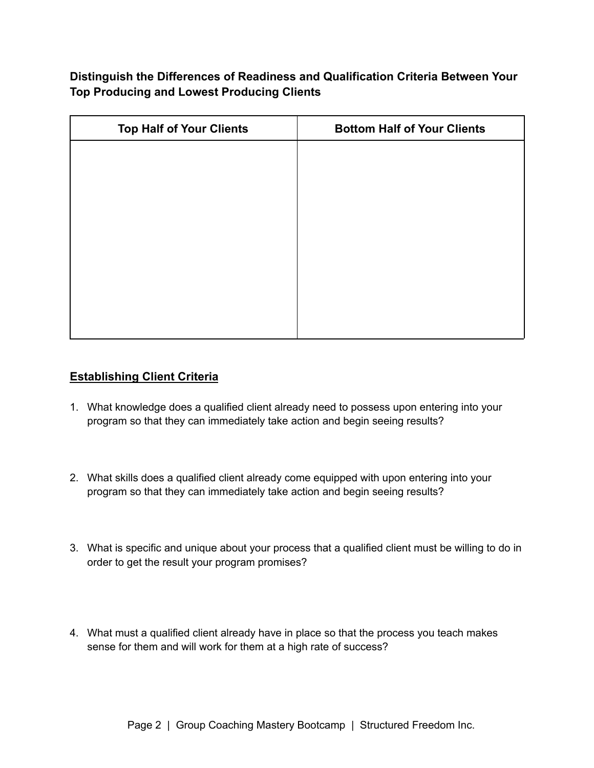**Distinguish the Differences of Readiness and Qualification Criteria Between Your Top Producing and Lowest Producing Clients**

| Top Half of Your Clients | Bottom Half of Your Clients |
|---|---|
| | |

## Establishing Client Criteria

1. What knowledge does a qualified client already need to possess upon entering into your program so that they can immediately take action and begin seeing results?

2. What skills does a qualified client already come equipped with upon entering into your program so that they can immediately take action and begin seeing results?

3. What is specific and unique about your process that a qualified client must be willing to do in order to get the result your program promises?

4. What must a qualified client already have in place so that the process you teach makes sense for them and will work for them at a high rate of success?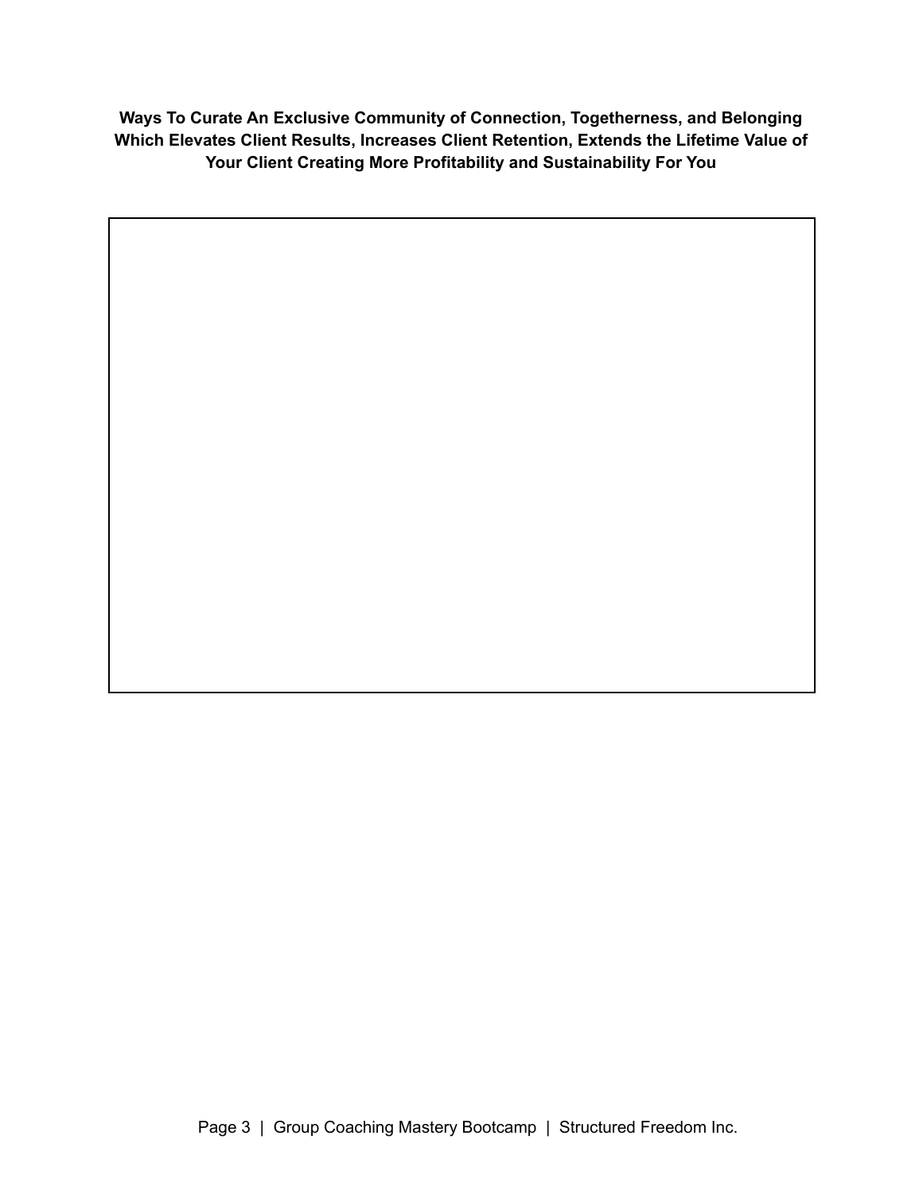**Ways To Curate An Exclusive Community of Connection, Togetherness, and Belonging Which Elevates Client Results, Increases Client Retention, Extends the Lifetime Value of Your Client Creating More Profitability and Sustainability For You**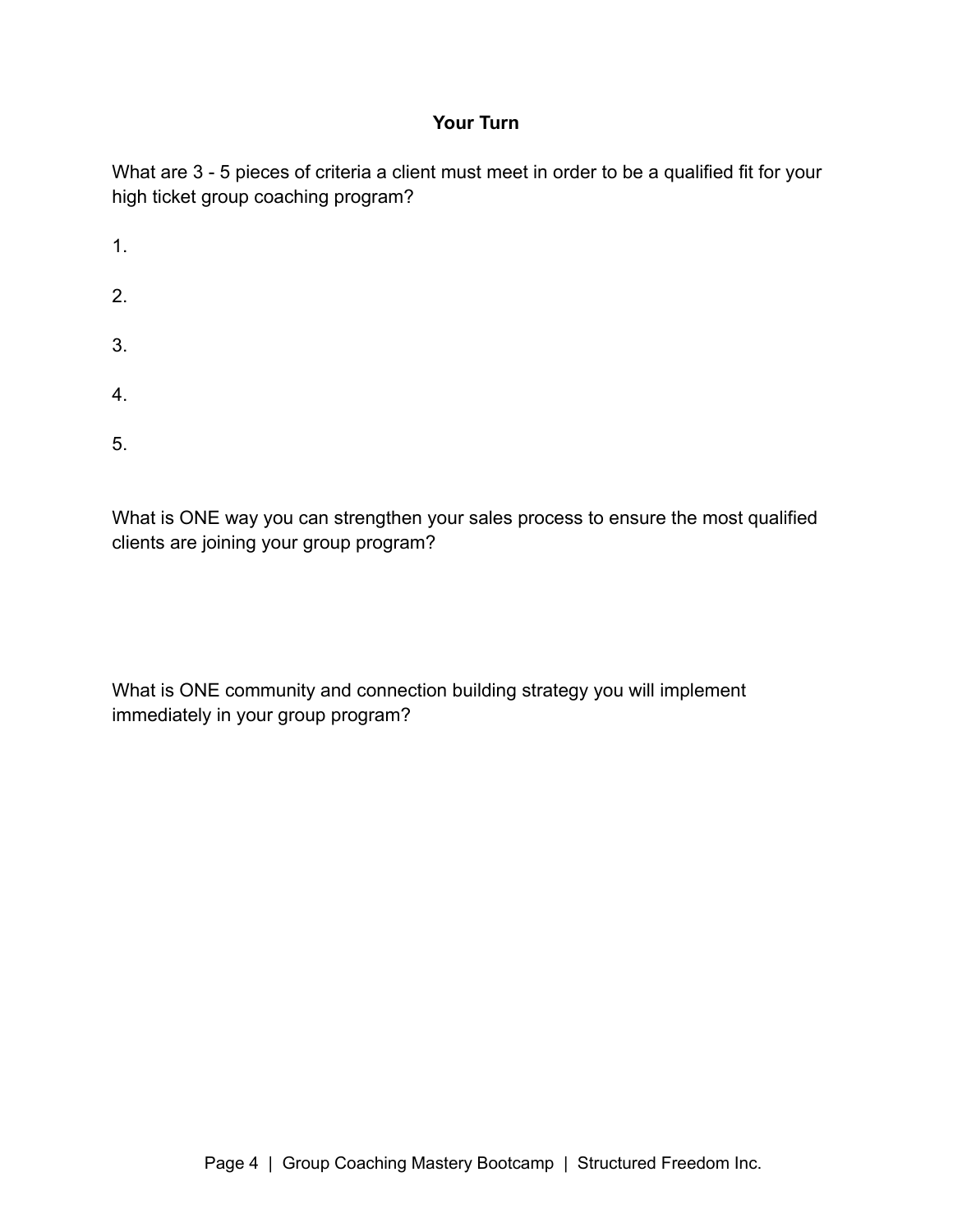## Your Turn

What are 3 - 5 pieces of criteria a client must meet in order to be a qualified fit for your high ticket group coaching program?

1.

2.

3.

4.

5.

What is ONE way you can strengthen your sales process to ensure the most qualified clients are joining your group program?

What is ONE community and connection building strategy you will implement immediately in your group program?